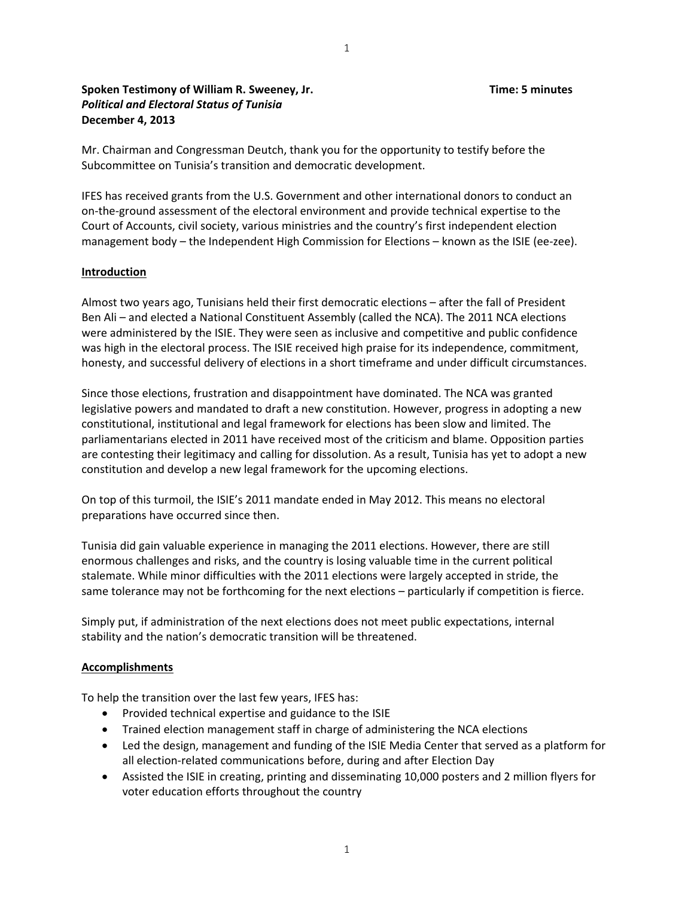**Spoken Testimony of William R. Sweeney, Jr.** **Time: 5 minutes**
***Political and Electoral Status of Tunisia***
**December 4, 2013**

Mr. Chairman and Congressman Deutch, thank you for the opportunity to testify before the Subcommittee on Tunisia's transition and democratic development.

IFES has received grants from the U.S. Government and other international donors to conduct an on-the-ground assessment of the electoral environment and provide technical expertise to the Court of Accounts, civil society, various ministries and the country's first independent election management body – the Independent High Commission for Elections – known as the ISIE (ee-zee).

## Introduction

Almost two years ago, Tunisians held their first democratic elections – after the fall of President Ben Ali – and elected a National Constituent Assembly (called the NCA). The 2011 NCA elections were administered by the ISIE. They were seen as inclusive and competitive and public confidence was high in the electoral process. The ISIE received high praise for its independence, commitment, honesty, and successful delivery of elections in a short timeframe and under difficult circumstances.

Since those elections, frustration and disappointment have dominated. The NCA was granted legislative powers and mandated to draft a new constitution. However, progress in adopting a new constitutional, institutional and legal framework for elections has been slow and limited. The parliamentarians elected in 2011 have received most of the criticism and blame. Opposition parties are contesting their legitimacy and calling for dissolution. As a result, Tunisia has yet to adopt a new constitution and develop a new legal framework for the upcoming elections.

On top of this turmoil, the ISIE's 2011 mandate ended in May 2012. This means no electoral preparations have occurred since then.

Tunisia did gain valuable experience in managing the 2011 elections. However, there are still enormous challenges and risks, and the country is losing valuable time in the current political stalemate. While minor difficulties with the 2011 elections were largely accepted in stride, the same tolerance may not be forthcoming for the next elections – particularly if competition is fierce.

Simply put, if administration of the next elections does not meet public expectations, internal stability and the nation's democratic transition will be threatened.

## Accomplishments

To help the transition over the last few years, IFES has:

- Provided technical expertise and guidance to the ISIE
- Trained election management staff in charge of administering the NCA elections
- Led the design, management and funding of the ISIE Media Center that served as a platform for all election-related communications before, during and after Election Day
- Assisted the ISIE in creating, printing and disseminating 10,000 posters and 2 million flyers for voter education efforts throughout the country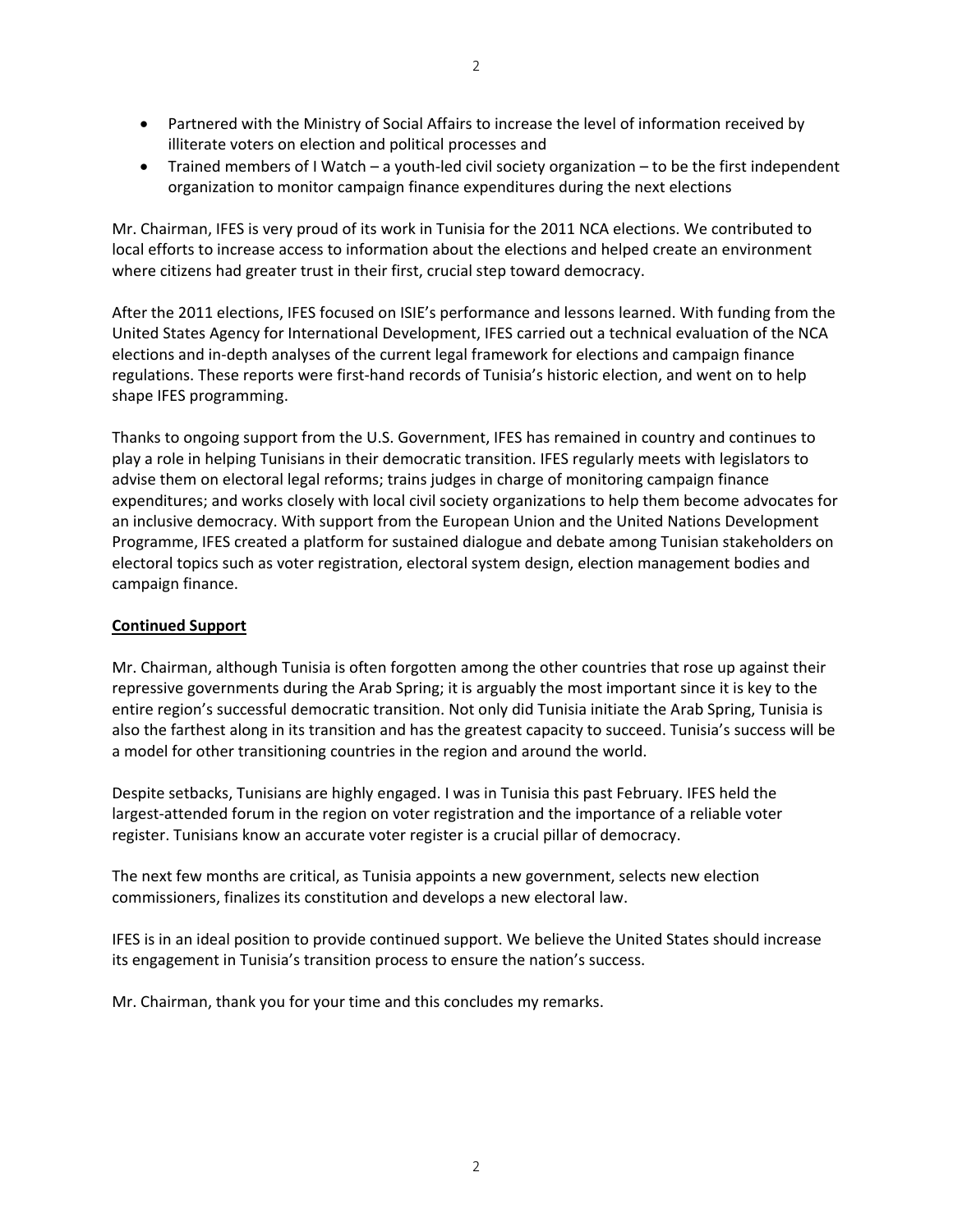- Partnered with the Ministry of Social Affairs to increase the level of information received by illiterate voters on election and political processes and
- Trained members of I Watch – a youth-led civil society organization – to be the first independent organization to monitor campaign finance expenditures during the next elections

Mr. Chairman, IFES is very proud of its work in Tunisia for the 2011 NCA elections. We contributed to local efforts to increase access to information about the elections and helped create an environment where citizens had greater trust in their first, crucial step toward democracy.

After the 2011 elections, IFES focused on ISIE's performance and lessons learned. With funding from the United States Agency for International Development, IFES carried out a technical evaluation of the NCA elections and in-depth analyses of the current legal framework for elections and campaign finance regulations. These reports were first-hand records of Tunisia's historic election, and went on to help shape IFES programming.

Thanks to ongoing support from the U.S. Government, IFES has remained in country and continues to play a role in helping Tunisians in their democratic transition. IFES regularly meets with legislators to advise them on electoral legal reforms; trains judges in charge of monitoring campaign finance expenditures; and works closely with local civil society organizations to help them become advocates for an inclusive democracy. With support from the European Union and the United Nations Development Programme, IFES created a platform for sustained dialogue and debate among Tunisian stakeholders on electoral topics such as voter registration, electoral system design, election management bodies and campaign finance.

**Continued Support**

Mr. Chairman, although Tunisia is often forgotten among the other countries that rose up against their repressive governments during the Arab Spring; it is arguably the most important since it is key to the entire region's successful democratic transition. Not only did Tunisia initiate the Arab Spring, Tunisia is also the farthest along in its transition and has the greatest capacity to succeed. Tunisia's success will be a model for other transitioning countries in the region and around the world.

Despite setbacks, Tunisians are highly engaged. I was in Tunisia this past February. IFES held the largest-attended forum in the region on voter registration and the importance of a reliable voter register. Tunisians know an accurate voter register is a crucial pillar of democracy.

The next few months are critical, as Tunisia appoints a new government, selects new election commissioners, finalizes its constitution and develops a new electoral law.

IFES is in an ideal position to provide continued support. We believe the United States should increase its engagement in Tunisia's transition process to ensure the nation's success.

Mr. Chairman, thank you for your time and this concludes my remarks.